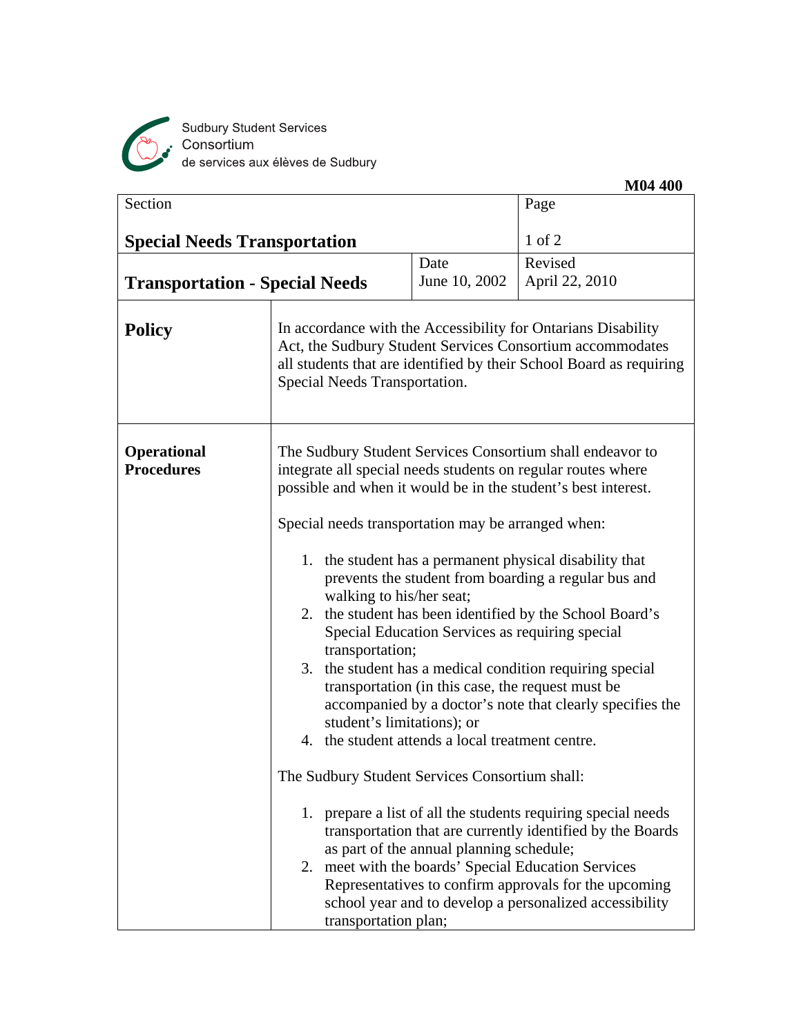Sudbury Student Services Consortium
de services aux élèves de Sudbury

**M04 400**

| Section | | Page |
|---|---|---|
| **Special Needs Transportation** | | 1 of 2 |
| **Transportation - Special Needs** | Date<br>June 10, 2002 | Revised<br>April 22, 2010 |

## Policy

In accordance with the Accessibility for Ontarians Disability Act, the Sudbury Student Services Consortium accommodates all students that are identified by their School Board as requiring Special Needs Transportation.

## Operational Procedures

The Sudbury Student Services Consortium shall endeavor to integrate all special needs students on regular routes where possible and when it would be in the student's best interest.

Special needs transportation may be arranged when:

1. the student has a permanent physical disability that prevents the student from boarding a regular bus and walking to his/her seat;
2. the student has been identified by the School Board's Special Education Services as requiring special transportation;
3. the student has a medical condition requiring special transportation (in this case, the request must be accompanied by a doctor's note that clearly specifies the student's limitations); or
4. the student attends a local treatment centre.

The Sudbury Student Services Consortium shall:

1. prepare a list of all the students requiring special needs transportation that are currently identified by the Boards as part of the annual planning schedule;
2. meet with the boards' Special Education Services Representatives to confirm approvals for the upcoming school year and to develop a personalized accessibility transportation plan;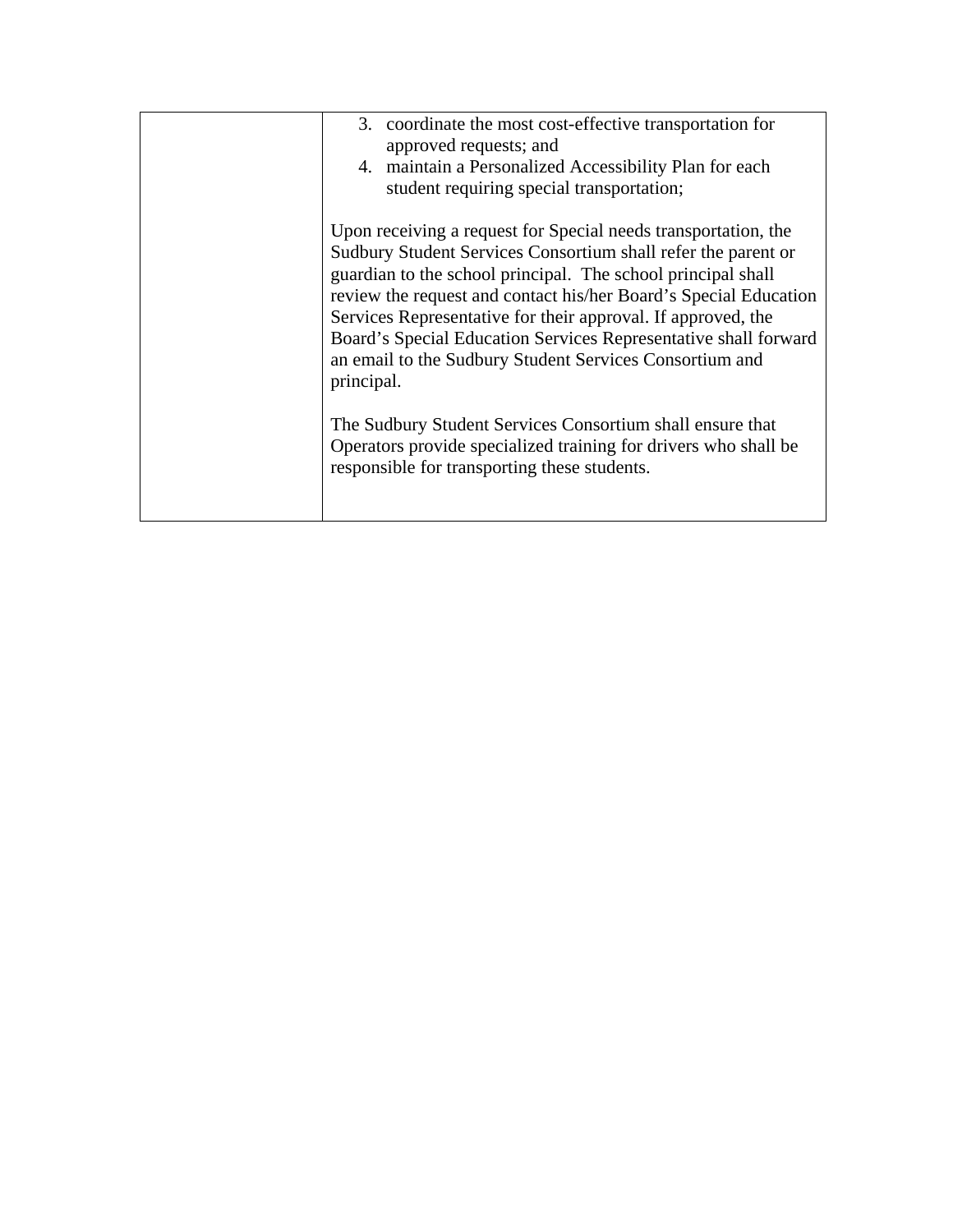| | |
|---|---|
| | 3. coordinate the most cost-effective transportation for approved requests; and<br>4. maintain a Personalized Accessibility Plan for each student requiring special transportation;<br><br>Upon receiving a request for Special needs transportation, the Sudbury Student Services Consortium shall refer the parent or guardian to the school principal. The school principal shall review the request and contact his/her Board's Special Education Services Representative for their approval. If approved, the Board's Special Education Services Representative shall forward an email to the Sudbury Student Services Consortium and principal.<br><br>The Sudbury Student Services Consortium shall ensure that Operators provide specialized training for drivers who shall be responsible for transporting these students. |